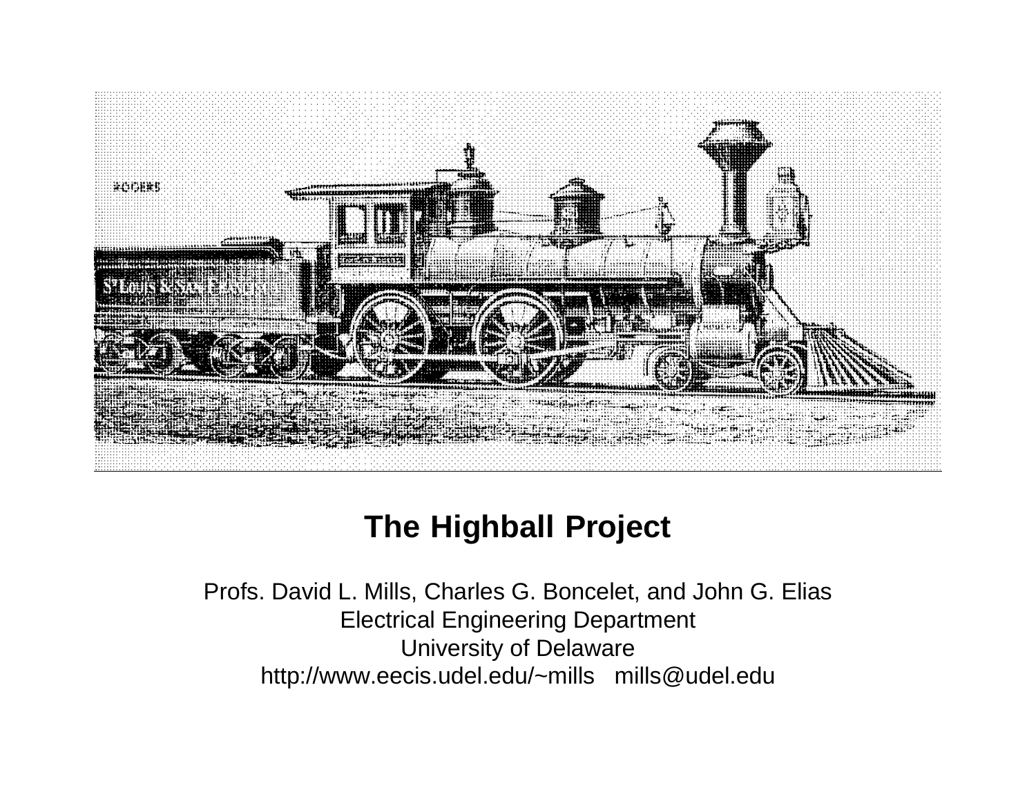# The Highball Project

Profs. David L. Mills, Charles G. Boncelet, and John G. Elias
Electrical Engineering Department
University of Delaware
http://www.eecis.udel.edu/~mills mills@udel.edu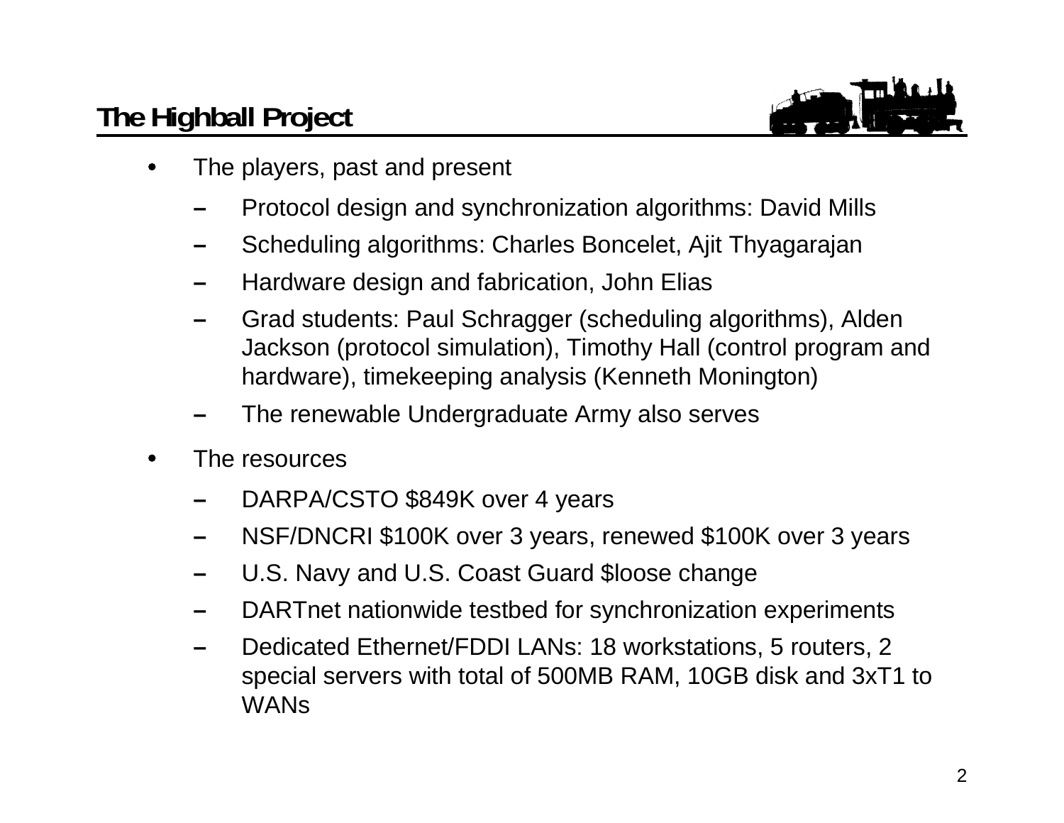# The Highball Project

- The players, past and present
  - Protocol design and synchronization algorithms: David Mills
  - Scheduling algorithms: Charles Boncelet, Ajit Thyagarajan
  - Hardware design and fabrication, John Elias
  - Grad students: Paul Schragger (scheduling algorithms), Alden Jackson (protocol simulation), Timothy Hall (control program and hardware), timekeeping analysis (Kenneth Monington)
  - The renewable Undergraduate Army also serves
- The resources
  - DARPA/CSTO $849K over 4 years
  - NSF/DNCRI $100K over 3 years, renewed $100K over 3 years
  - U.S. Navy and U.S. Coast Guard $loose change
  - DARTnet nationwide testbed for synchronization experiments
  - Dedicated Ethernet/FDDI LANs: 18 workstations, 5 routers, 2 special servers with total of 500MB RAM, 10GB disk and 3xT1 to WANs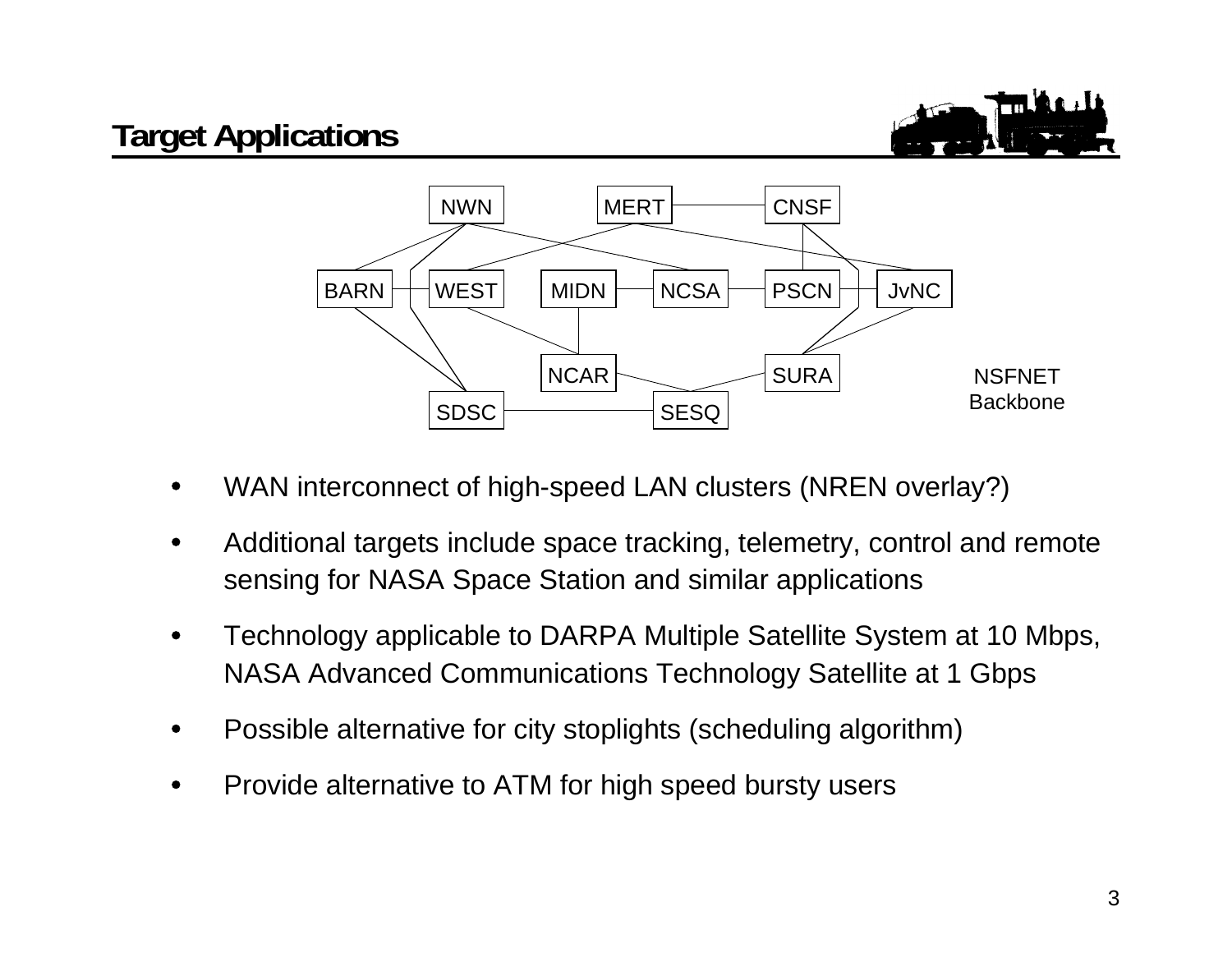# Target Applications

NWN MERT CNSF

BARN WEST MIDN NCSA PSCN JvNC

NCAR SURA

SDSC SESQ

NSFNET Backbone

- WAN interconnect of high-speed LAN clusters (NREN overlay?)
- Additional targets include space tracking, telemetry, control and remote sensing for NASA Space Station and similar applications
- Technology applicable to DARPA Multiple Satellite System at 10 Mbps, NASA Advanced Communications Technology Satellite at 1 Gbps
- Possible alternative for city stoplights (scheduling algorithm)
- Provide alternative to ATM for high speed bursty users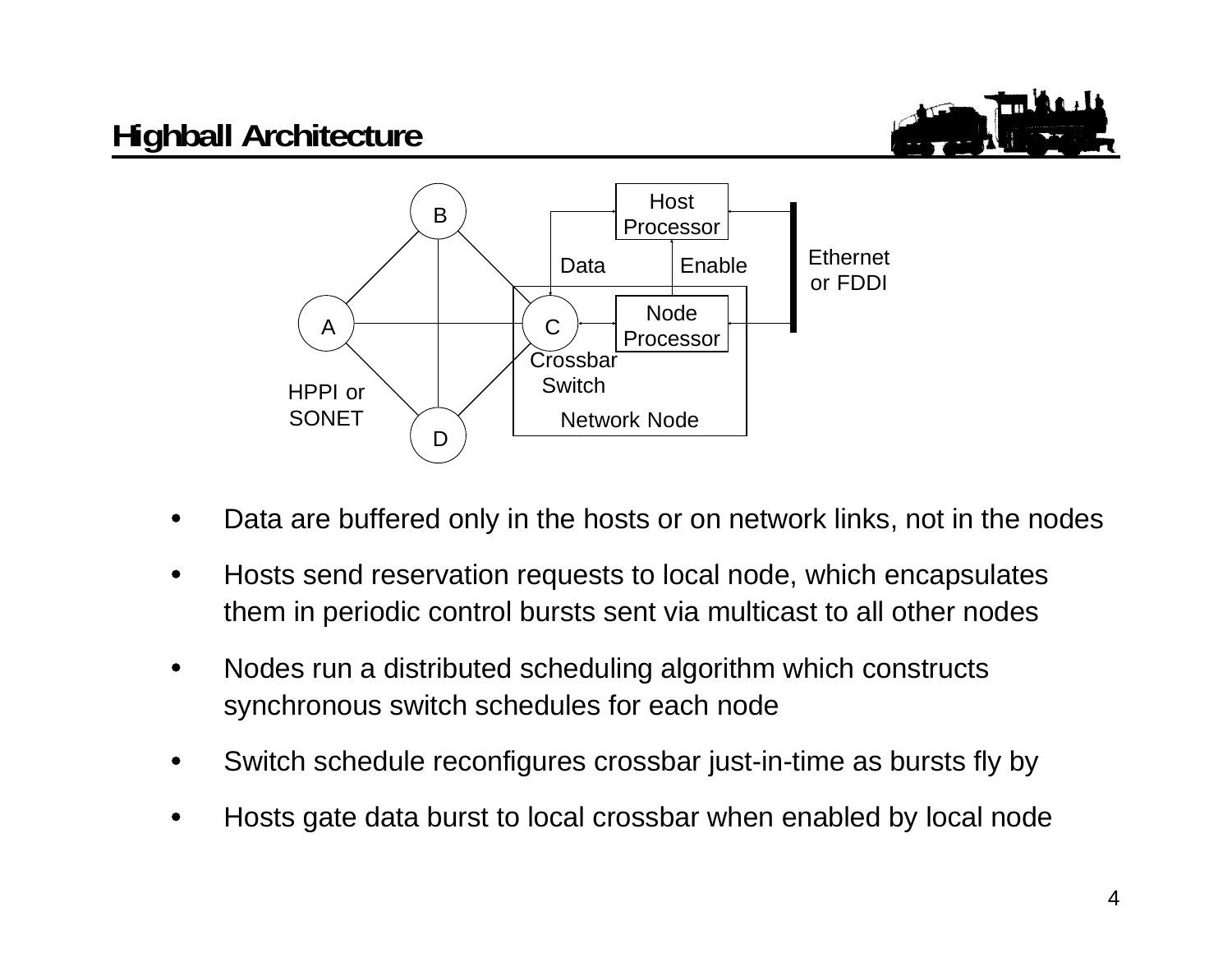# Highball Architecture

- Data are buffered only in the hosts or on network links, not in the nodes
- Hosts send reservation requests to local node, which encapsulates them in periodic control bursts sent via multicast to all other nodes
- Nodes run a distributed scheduling algorithm which constructs synchronous switch schedules for each node
- Switch schedule reconfigures crossbar just-in-time as bursts fly by
- Hosts gate data burst to local crossbar when enabled by local node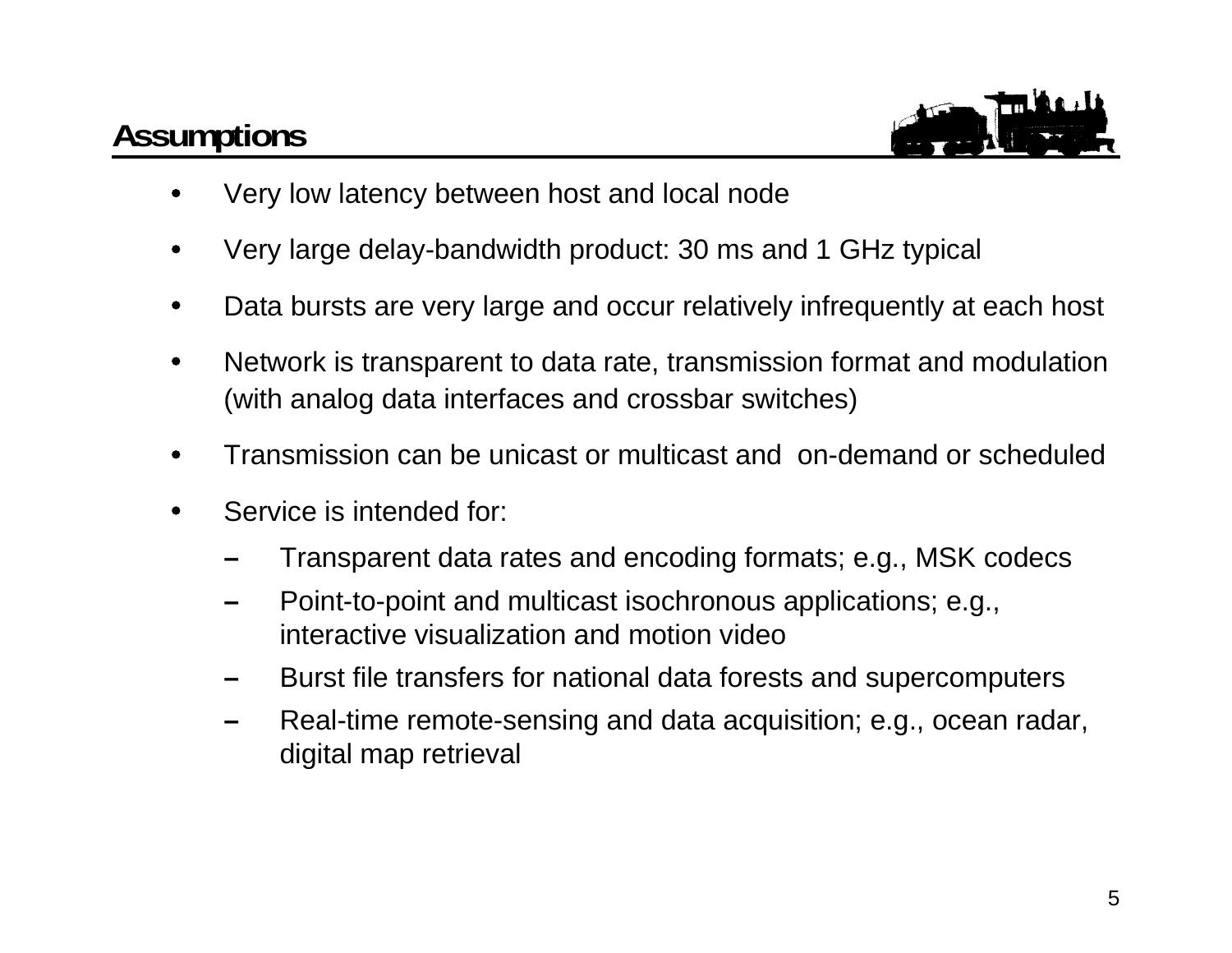## Assumptions

- Very low latency between host and local node
- Very large delay-bandwidth product: 30 ms and 1 GHz typical
- Data bursts are very large and occur relatively infrequently at each host
- Network is transparent to data rate, transmission format and modulation (with analog data interfaces and crossbar switches)
- Transmission can be unicast or multicast and on-demand or scheduled
- Service is intended for:
  - Transparent data rates and encoding formats; e.g., MSK codecs
  - Point-to-point and multicast isochronous applications; e.g., interactive visualization and motion video
  - Burst file transfers for national data forests and supercomputers
  - Real-time remote-sensing and data acquisition; e.g., ocean radar, digital map retrieval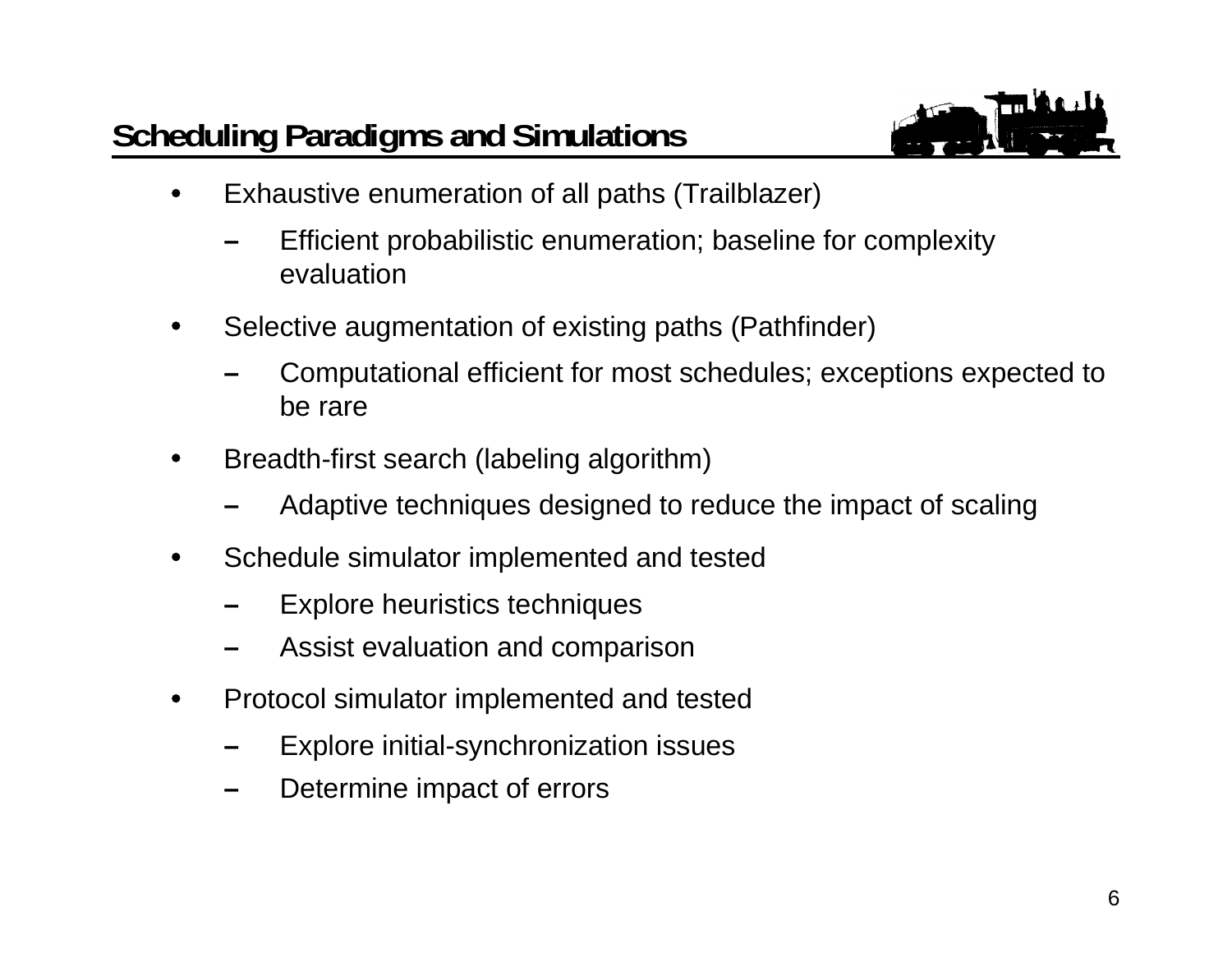## Scheduling Paradigms and Simulations

- Exhaustive enumeration of all paths (Trailblazer)
  - Efficient probabilistic enumeration; baseline for complexity evaluation
- Selective augmentation of existing paths (Pathfinder)
  - Computational efficient for most schedules; exceptions expected to be rare
- Breadth-first search (labeling algorithm)
  - Adaptive techniques designed to reduce the impact of scaling
- Schedule simulator implemented and tested
  - Explore heuristics techniques
  - Assist evaluation and comparison
- Protocol simulator implemented and tested
  - Explore initial-synchronization issues
  - Determine impact of errors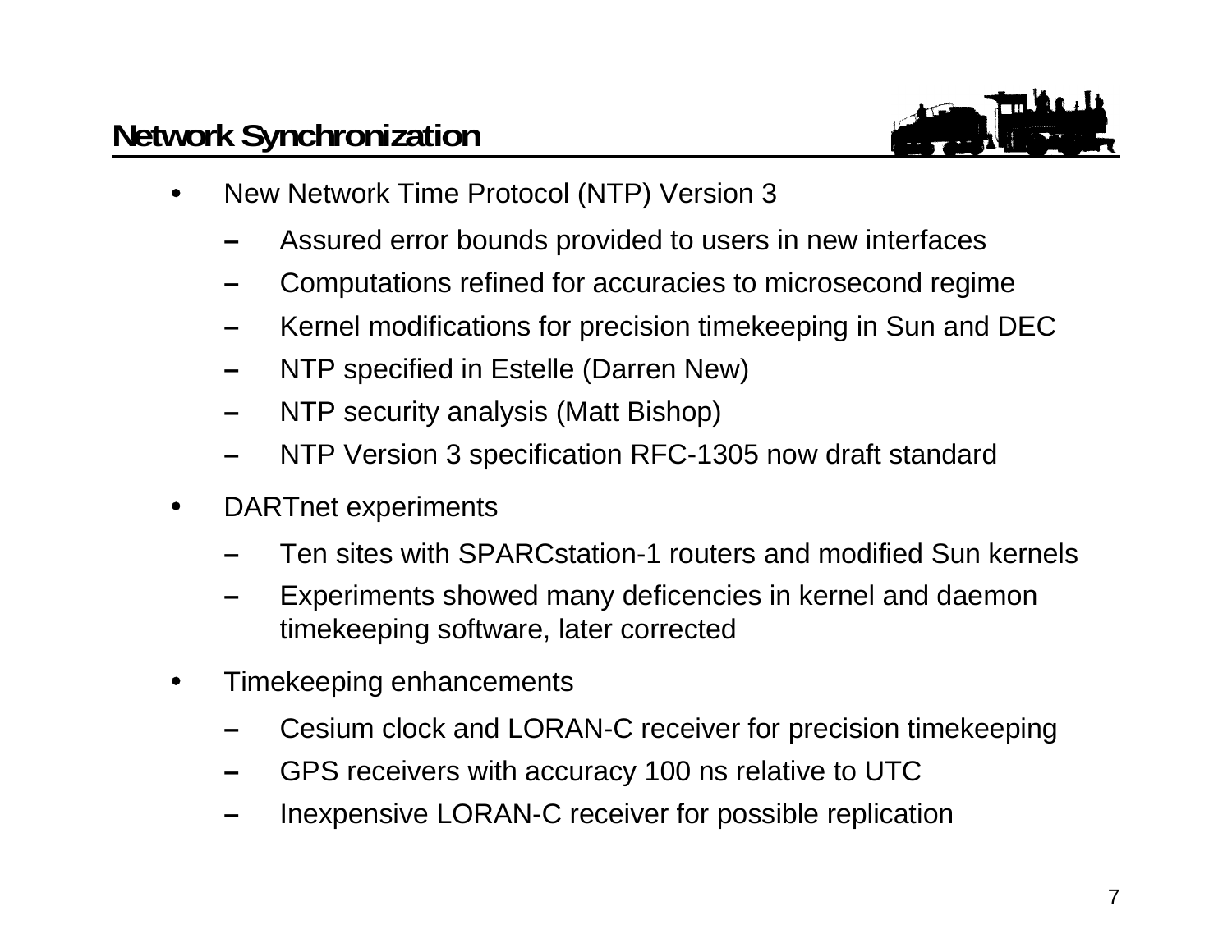# Network Synchronization

- New Network Time Protocol (NTP) Version 3
  - Assured error bounds provided to users in new interfaces
  - Computations refined for accuracies to microsecond regime
  - Kernel modifications for precision timekeeping in Sun and DEC
  - NTP specified in Estelle (Darren New)
  - NTP security analysis (Matt Bishop)
  - NTP Version 3 specification RFC-1305 now draft standard
- DARTnet experiments
  - Ten sites with SPARCstation-1 routers and modified Sun kernels
  - Experiments showed many deficencies in kernel and daemon timekeeping software, later corrected
- Timekeeping enhancements
  - Cesium clock and LORAN-C receiver for precision timekeeping
  - GPS receivers with accuracy 100 ns relative to UTC
  - Inexpensive LORAN-C receiver for possible replication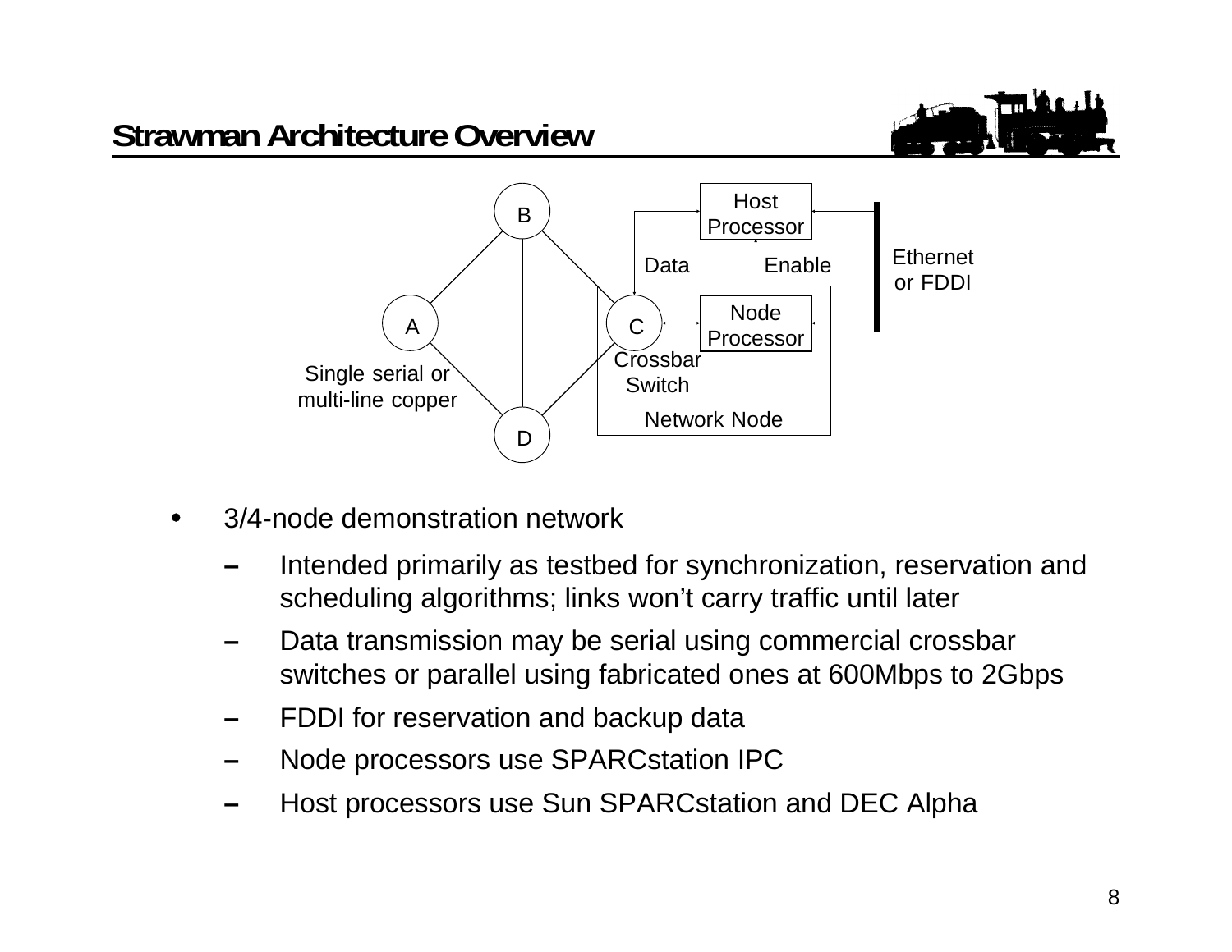## Strawman Architecture Overview

- 3/4-node demonstration network
  - Intended primarily as testbed for synchronization, reservation and scheduling algorithms; links won't carry traffic until later
  - Data transmission may be serial using commercial crossbar switches or parallel using fabricated ones at 600Mbps to 2Gbps
  - FDDI for reservation and backup data
  - Node processors use SPARCstation IPC
  - Host processors use Sun SPARCstation and DEC Alpha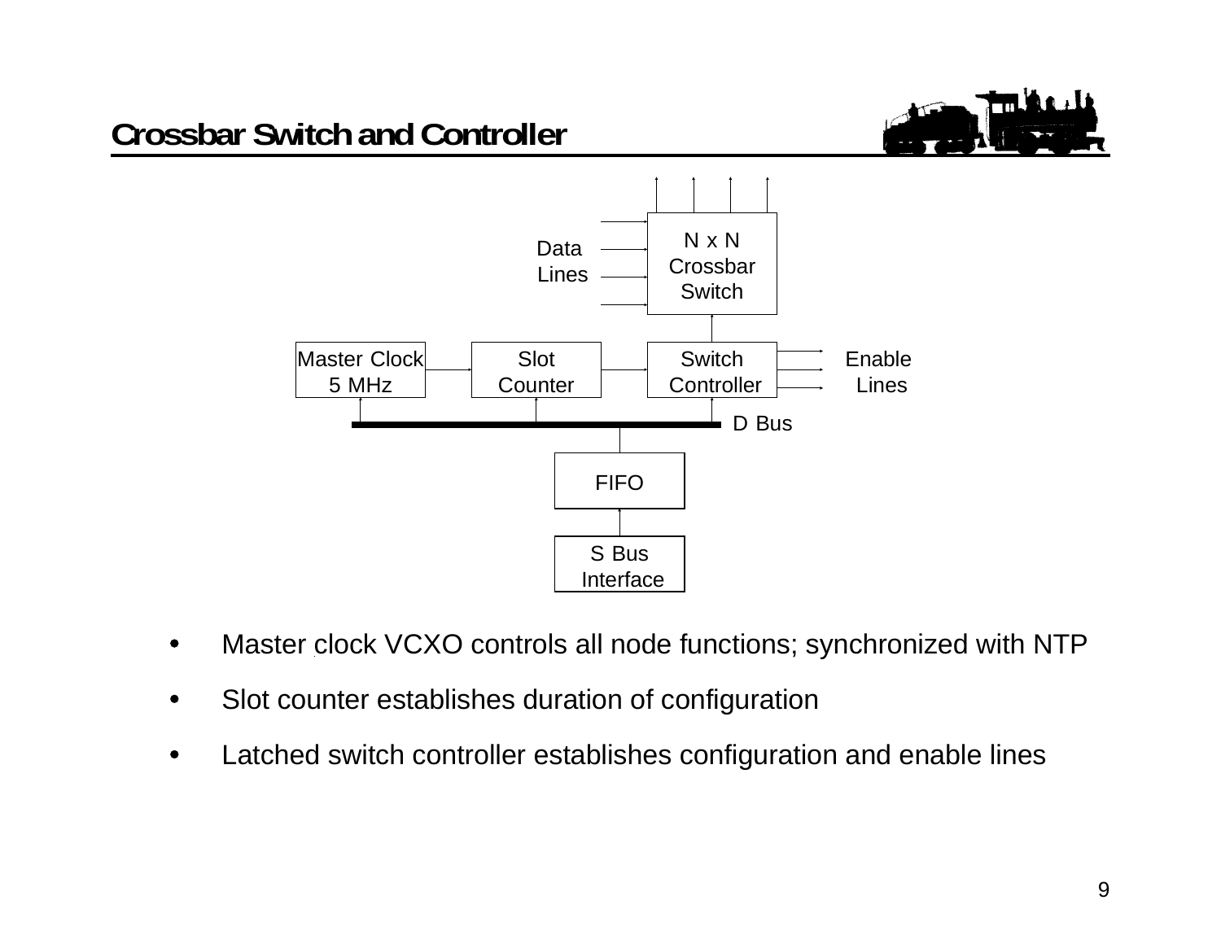# Crossbar Switch and Controller

- Master clock VCXO controls all node functions; synchronized with NTP
- Slot counter establishes duration of configuration
- Latched switch controller establishes configuration and enable lines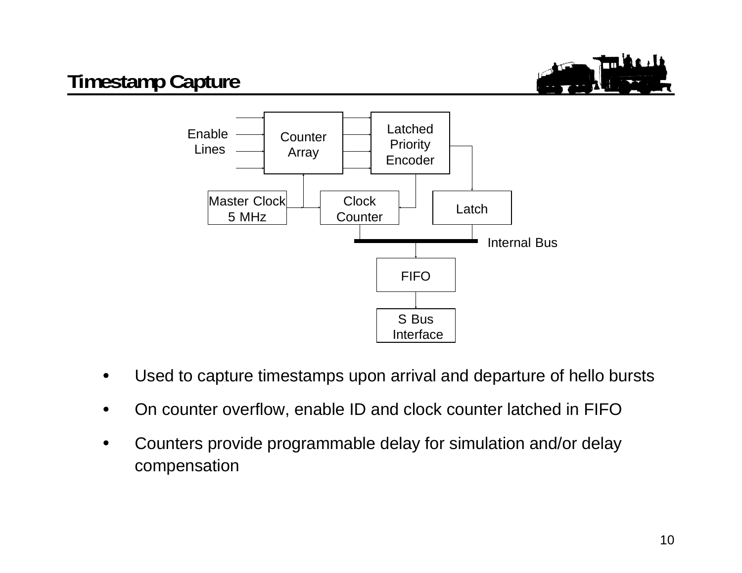# Timestamp Capture

Enable Lines

Counter Array

Latched Priority Encoder

Master Clock 5 MHz

Clock Counter

Latch

Internal Bus

FIFO

S Bus Interface

- Used to capture timestamps upon arrival and departure of hello bursts
- On counter overflow, enable ID and clock counter latched in FIFO
- Counters provide programmable delay for simulation and/or delay compensation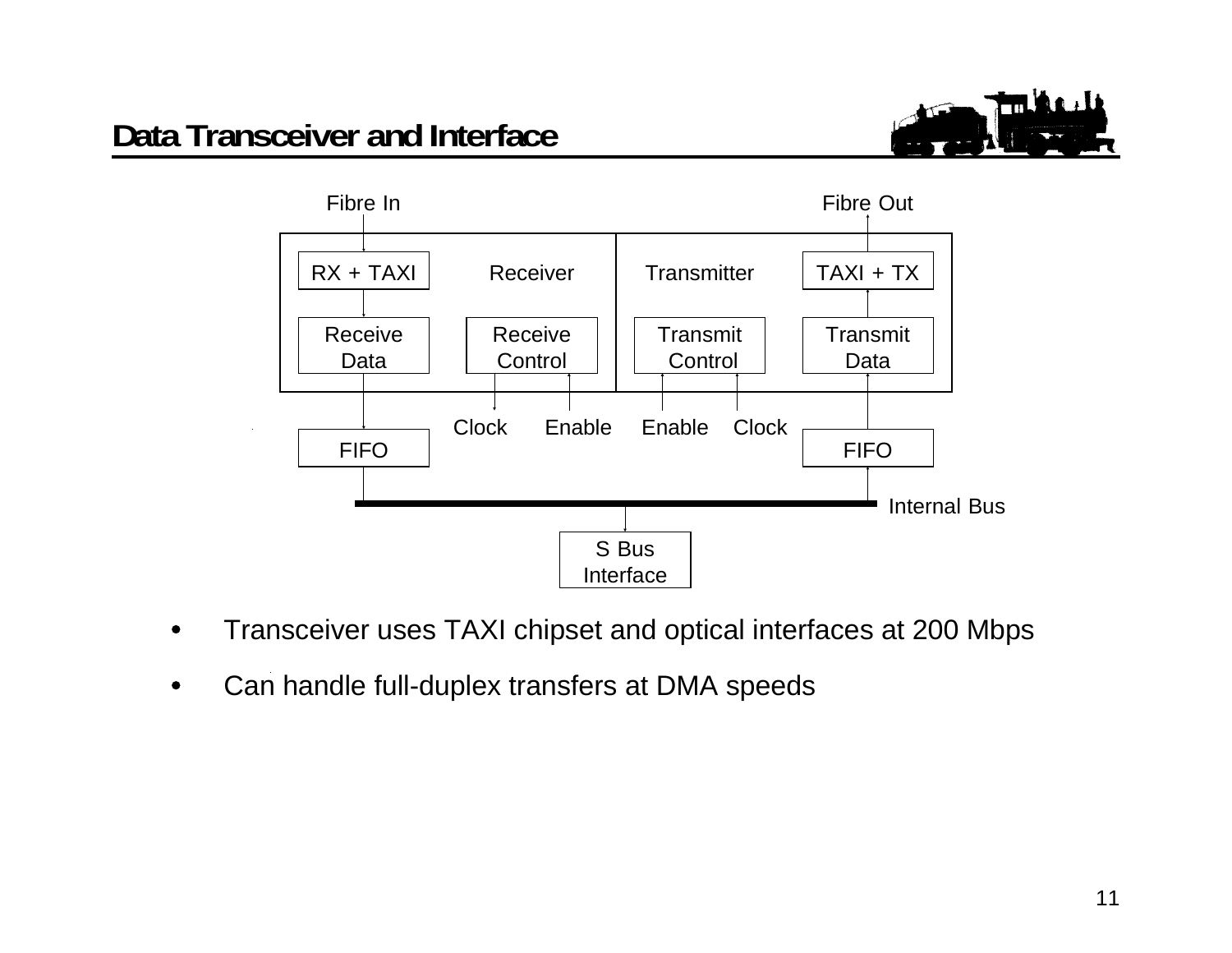## Data Transceiver and Interface

Fibre In

Fibre Out

RX + TAXI

Receiver

Transmitter

TAXI + TX

Receive Data

Receive Control

Transmit Control

Transmit Data

Clock

Enable

Enable

Clock

FIFO

FIFO

Internal Bus

S Bus Interface

- Transceiver uses TAXI chipset and optical interfaces at 200 Mbps
- Can handle full-duplex transfers at DMA speeds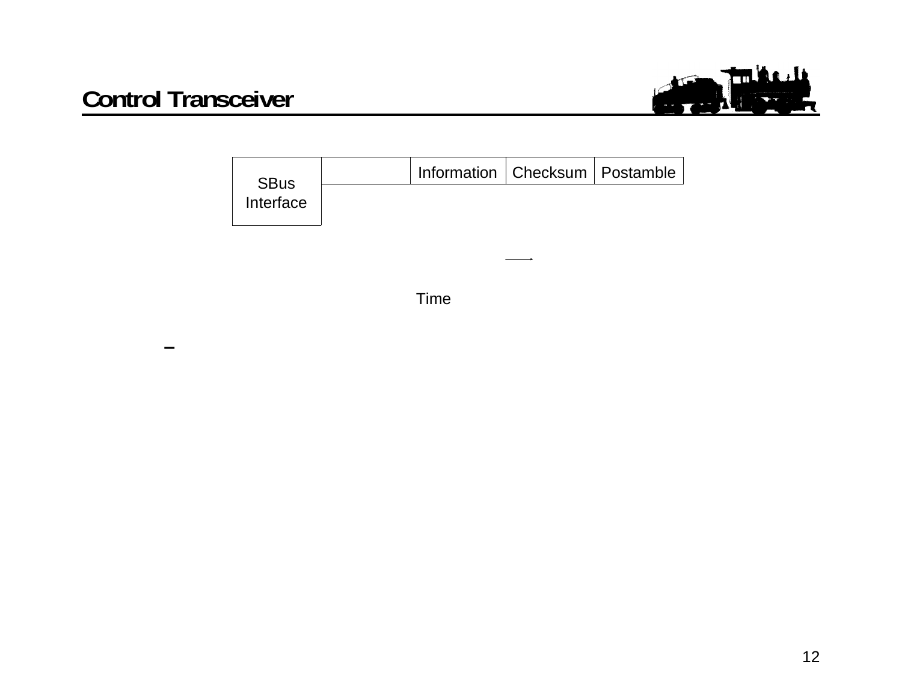# Control Transceiver

| SBus Interface | | Information | Checksum | Postamble |
|---|---|---|---|---|

Time

–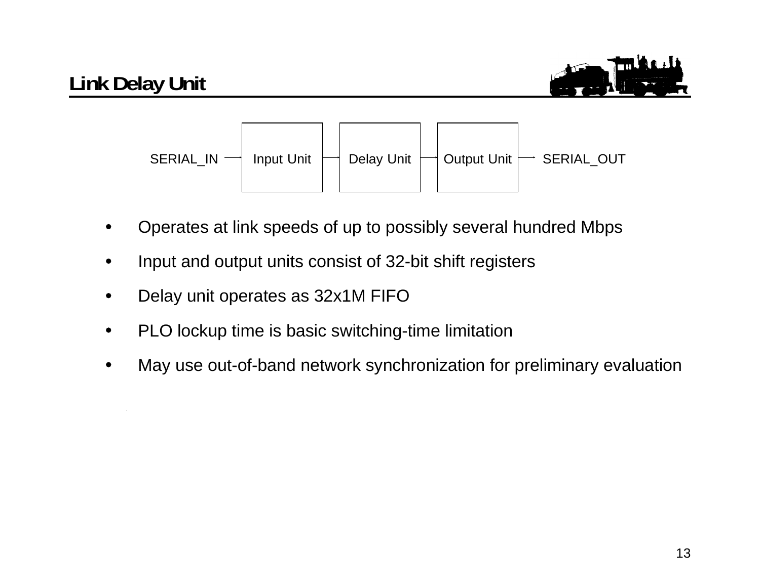## Link Delay Unit

SERIAL_IN → Input Unit → Delay Unit → Output Unit → SERIAL_OUT

- Operates at link speeds of up to possibly several hundred Mbps
- Input and output units consist of 32-bit shift registers
- Delay unit operates as 32x1M FIFO
- PLO lockup time is basic switching-time limitation
- May use out-of-band network synchronization for preliminary evaluation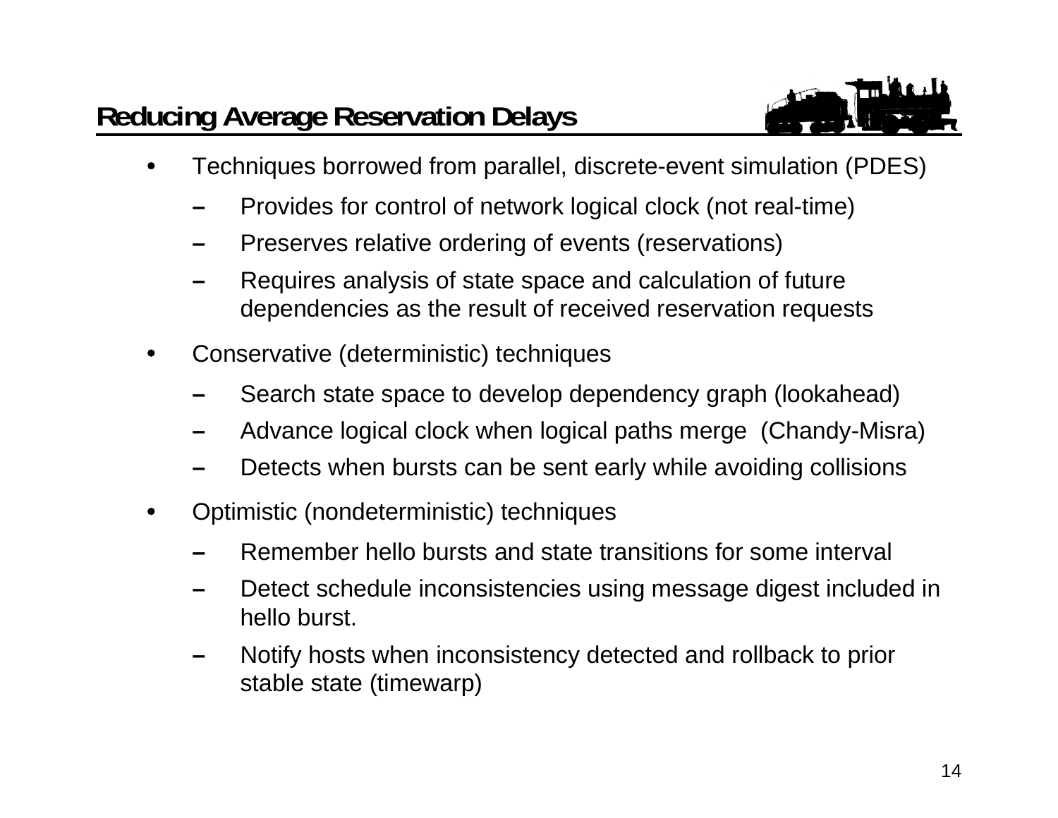## Reducing Average Reservation Delays

- Techniques borrowed from parallel, discrete-event simulation (PDES)
  - Provides for control of network logical clock (not real-time)
  - Preserves relative ordering of events (reservations)
  - Requires analysis of state space and calculation of future dependencies as the result of received reservation requests
- Conservative (deterministic) techniques
  - Search state space to develop dependency graph (lookahead)
  - Advance logical clock when logical paths merge (Chandy-Misra)
  - Detects when bursts can be sent early while avoiding collisions
- Optimistic (nondeterministic) techniques
  - Remember hello bursts and state transitions for some interval
  - Detect schedule inconsistencies using message digest included in hello burst.
  - Notify hosts when inconsistency detected and rollback to prior stable state (timewarp)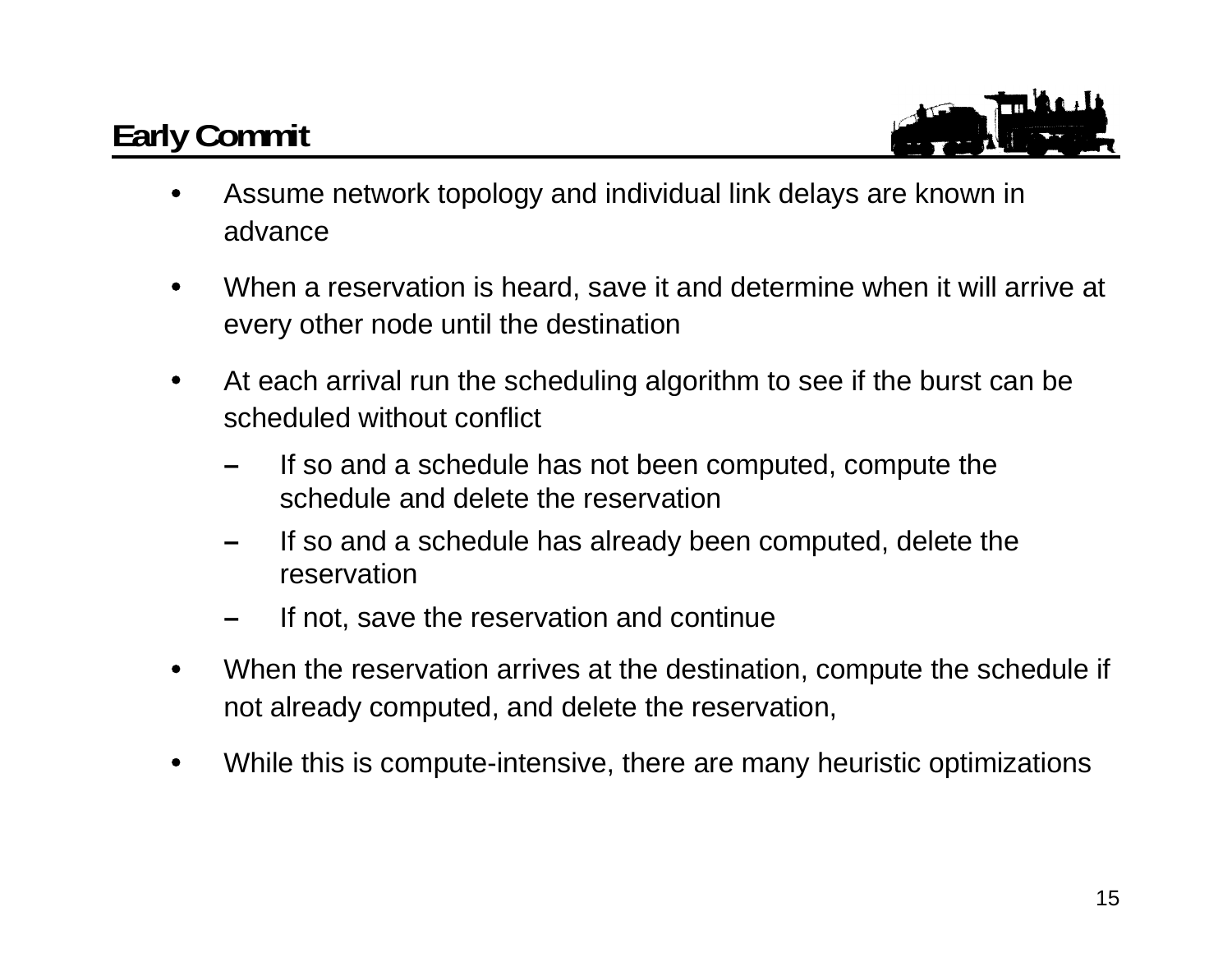# Early Commit

- Assume network topology and individual link delays are known in advance
- When a reservation is heard, save it and determine when it will arrive at every other node until the destination
- At each arrival run the scheduling algorithm to see if the burst can be scheduled without conflict
  - If so and a schedule has not been computed, compute the schedule and delete the reservation
  - If so and a schedule has already been computed, delete the reservation
  - If not, save the reservation and continue
- When the reservation arrives at the destination, compute the schedule if not already computed, and delete the reservation,
- While this is compute-intensive, there are many heuristic optimizations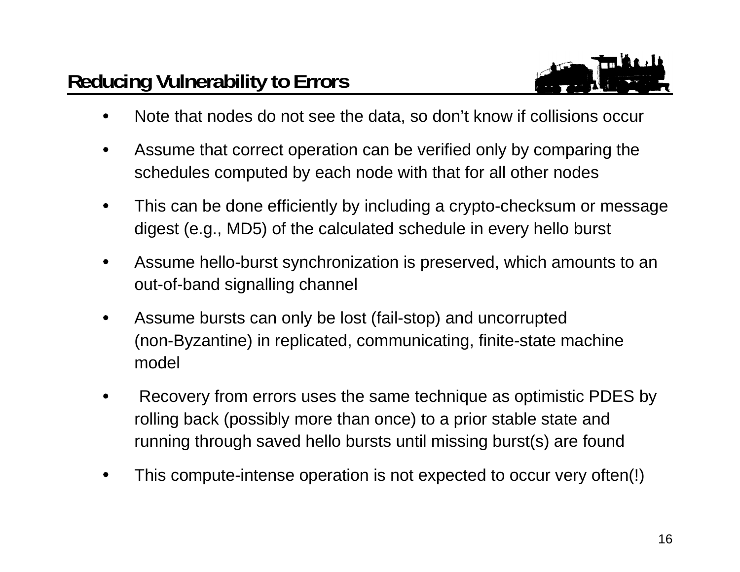## Reducing Vulnerability to Errors

- Note that nodes do not see the data, so don’t know if collisions occur
- Assume that correct operation can be verified only by comparing the schedules computed by each node with that for all other nodes
- This can be done efficiently by including a crypto-checksum or message digest (e.g., MD5) of the calculated schedule in every hello burst
- Assume hello-burst synchronization is preserved, which amounts to an out-of-band signalling channel
- Assume bursts can only be lost (fail-stop) and uncorrupted (non-Byzantine) in replicated, communicating, finite-state machine model
- Recovery from errors uses the same technique as optimistic PDES by rolling back (possibly more than once) to a prior stable state and running through saved hello bursts until missing burst(s) are found
- This compute-intense operation is not expected to occur very often(!)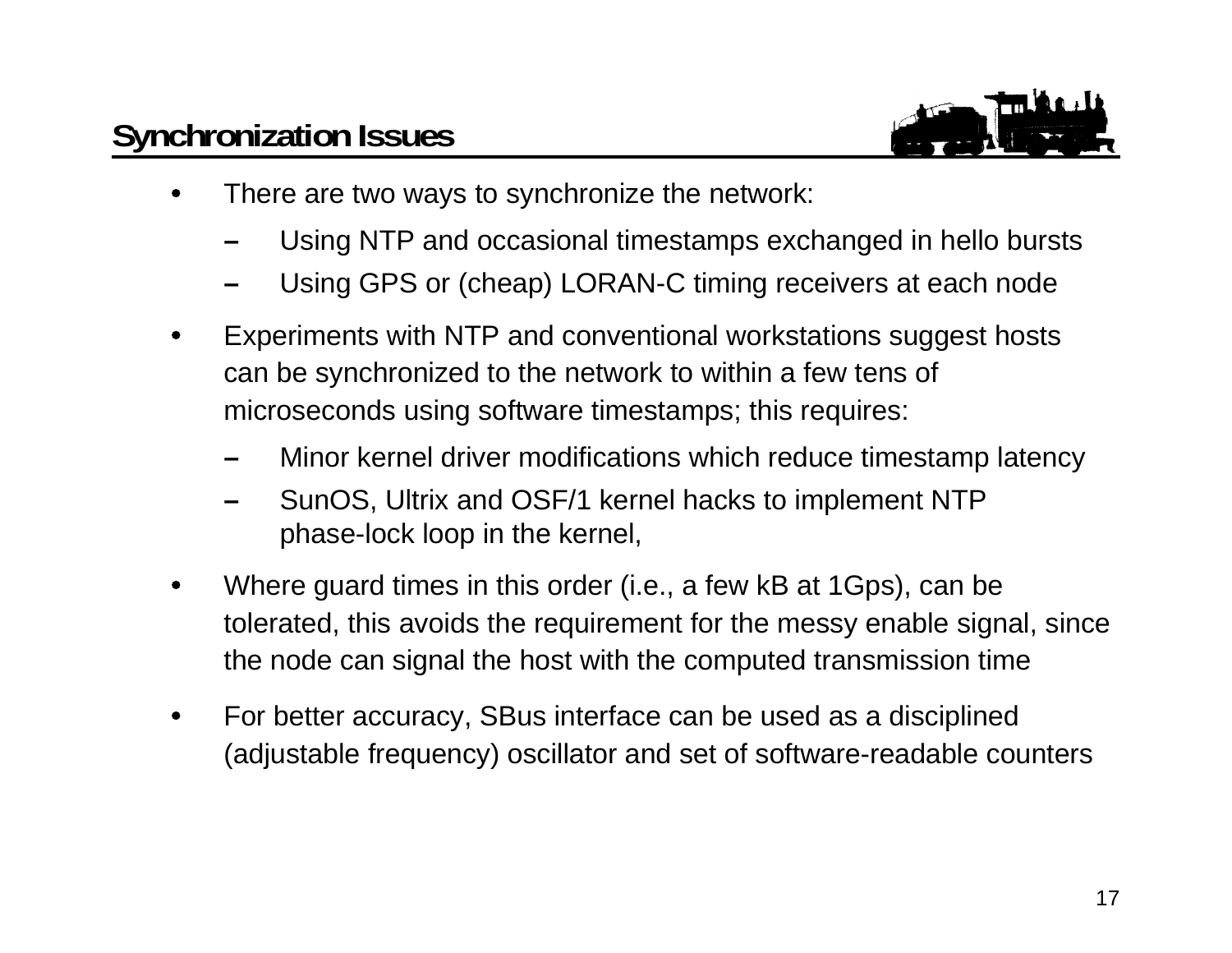## Synchronization Issues

- There are two ways to synchronize the network:
  - Using NTP and occasional timestamps exchanged in hello bursts
  - Using GPS or (cheap) LORAN-C timing receivers at each node
- Experiments with NTP and conventional workstations suggest hosts can be synchronized to the network to within a few tens of microseconds using software timestamps; this requires:
  - Minor kernel driver modifications which reduce timestamp latency
  - SunOS, Ultrix and OSF/1 kernel hacks to implement NTP phase-lock loop in the kernel,
- Where guard times in this order (i.e., a few kB at 1Gps), can be tolerated, this avoids the requirement for the messy enable signal, since the node can signal the host with the computed transmission time
- For better accuracy, SBus interface can be used as a disciplined (adjustable frequency) oscillator and set of software-readable counters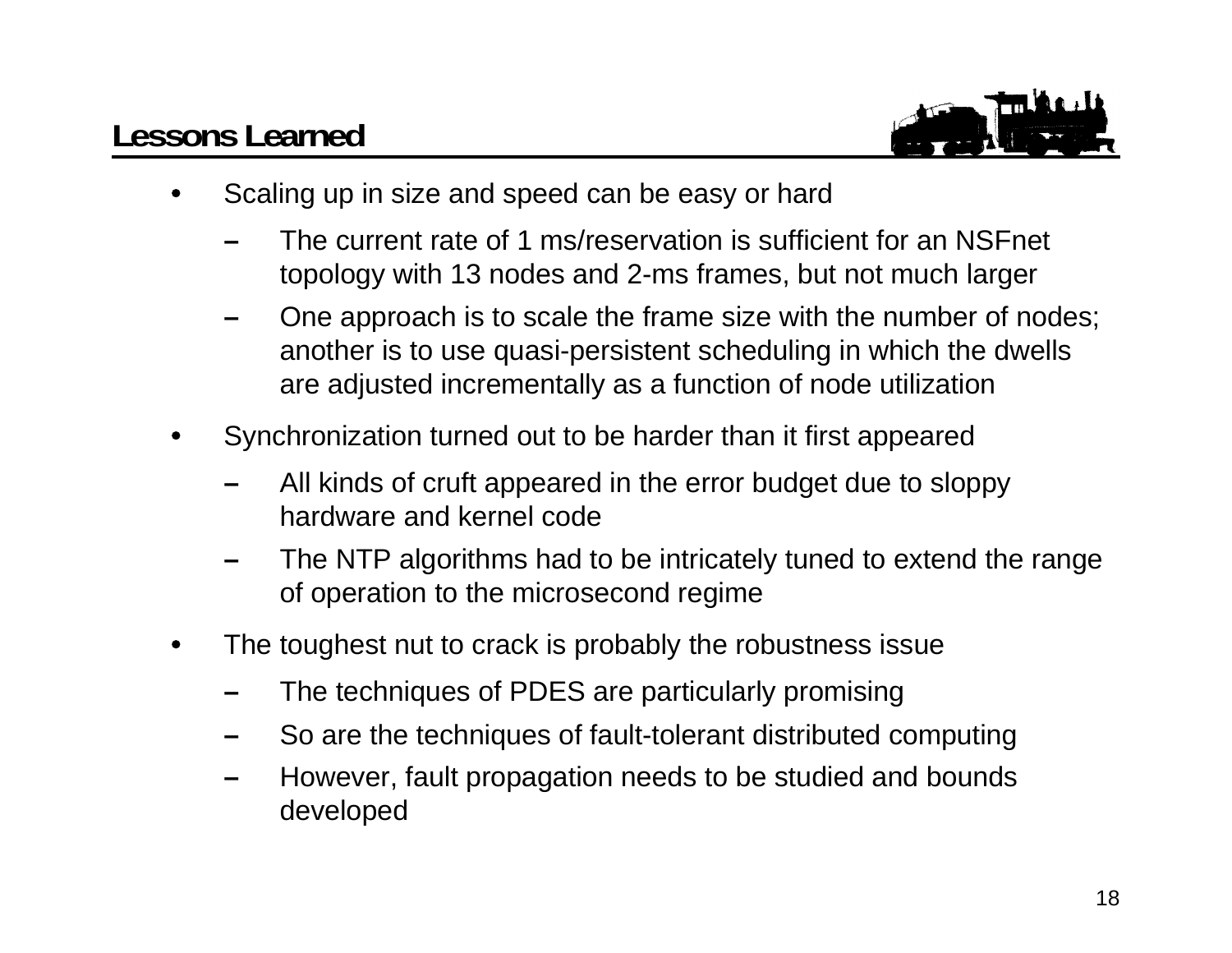## Lessons Learned

- Scaling up in size and speed can be easy or hard
  - The current rate of 1 ms/reservation is sufficient for an NSFnet topology with 13 nodes and 2-ms frames, but not much larger
  - One approach is to scale the frame size with the number of nodes; another is to use quasi-persistent scheduling in which the dwells are adjusted incrementally as a function of node utilization
- Synchronization turned out to be harder than it first appeared
  - All kinds of cruft appeared in the error budget due to sloppy hardware and kernel code
  - The NTP algorithms had to be intricately tuned to extend the range of operation to the microsecond regime
- The toughest nut to crack is probably the robustness issue
  - The techniques of PDES are particularly promising
  - So are the techniques of fault-tolerant distributed computing
  - However, fault propagation needs to be studied and bounds developed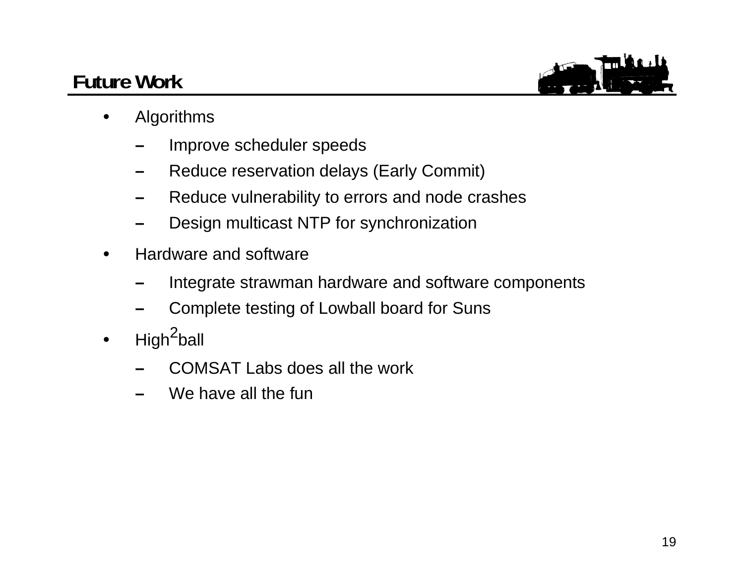# Future Work

- Algorithms
  - Improve scheduler speeds
  - Reduce reservation delays (Early Commit)
  - Reduce vulnerability to errors and node crashes
  - Design multicast NTP for synchronization
- Hardware and software
  - Integrate strawman hardware and software components
  - Complete testing of Lowball board for Suns
- High$^2$ball
  - COMSAT Labs does all the work
  - We have all the fun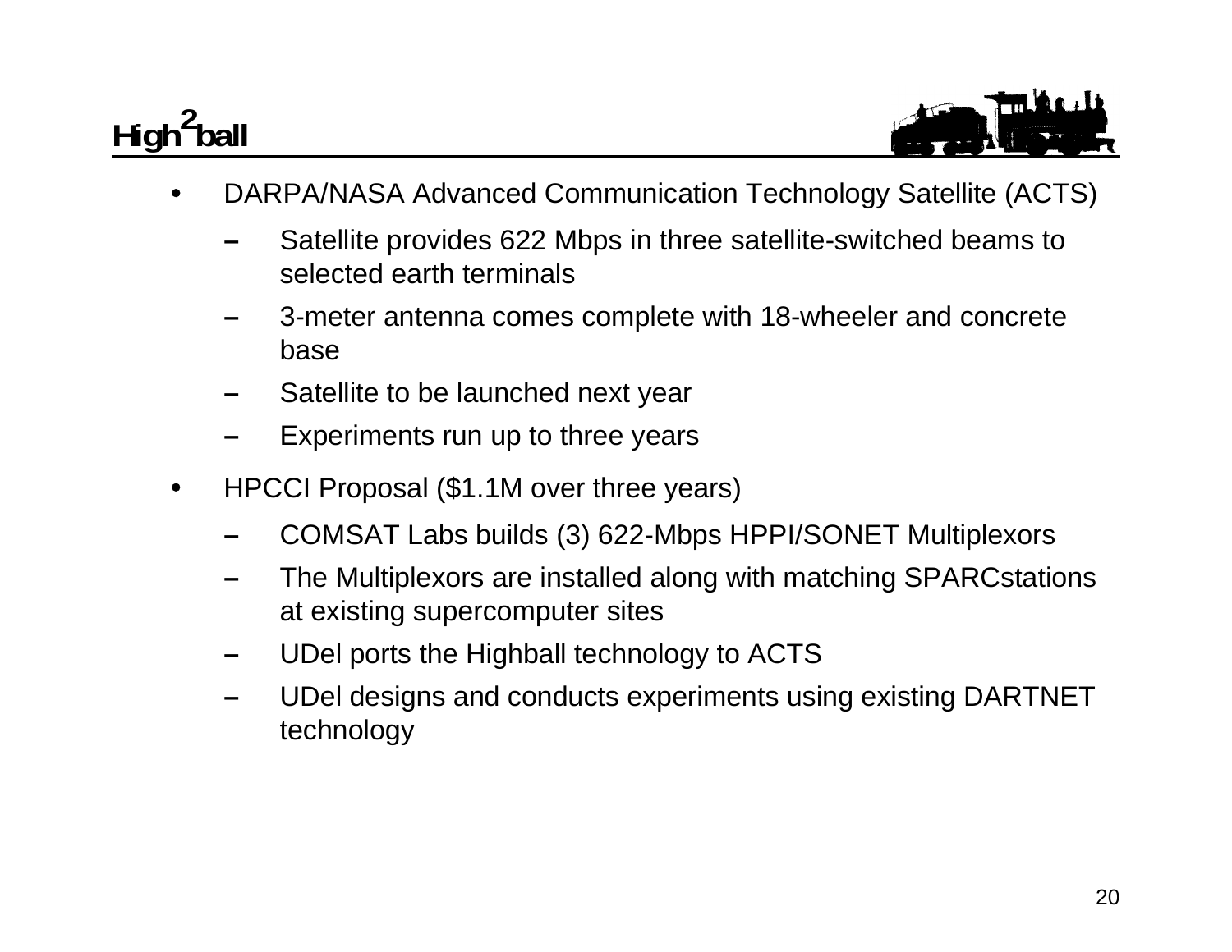- DARPA/NASA Advanced Communication Technology Satellite (ACTS)
  - Satellite provides 622 Mbps in three satellite-switched beams to selected earth terminals
  - 3-meter antenna comes complete with 18-wheeler and concrete base
  - Satellite to be launched next year
  - Experiments run up to three years
- HPCCI Proposal ($1.1M over three years)
  - COMSAT Labs builds (3) 622-Mbps HPPI/SONET Multiplexors
  - The Multiplexors are installed along with matching SPARCstations at existing supercomputer sites
  - UDel ports the Highball technology to ACTS
  - UDel designs and conducts experiments using existing DARTNET technology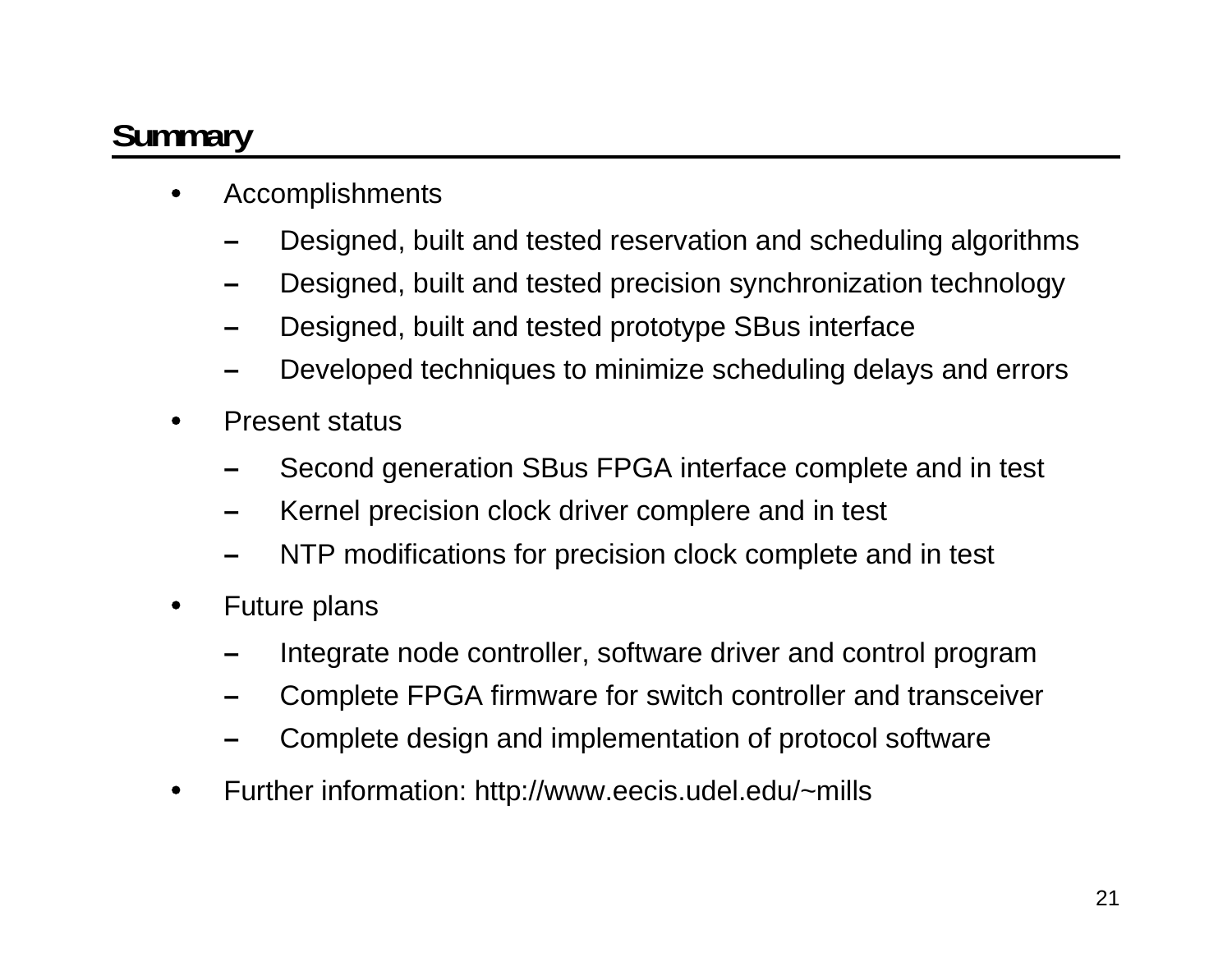## Summary

- Accomplishments
  - Designed, built and tested reservation and scheduling algorithms
  - Designed, built and tested precision synchronization technology
  - Designed, built and tested prototype SBus interface
  - Developed techniques to minimize scheduling delays and errors
- Present status
  - Second generation SBus FPGA interface complete and in test
  - Kernel precision clock driver complere and in test
  - NTP modifications for precision clock complete and in test
- Future plans
  - Integrate node controller, software driver and control program
  - Complete FPGA firmware for switch controller and transceiver
  - Complete design and implementation of protocol software
- Further information: http://www.eecis.udel.edu/~mills